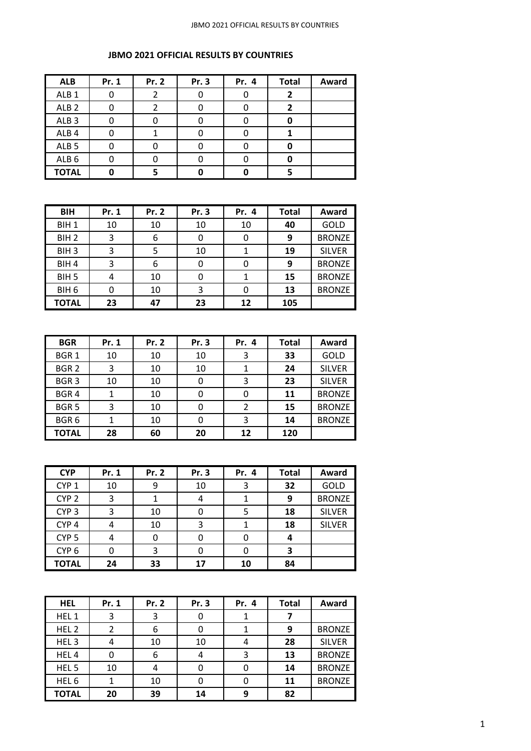# JBMO 2021 OFFICIAL RESULTS BY COUNTRIES

| ALB | Pr. 1 | Pr. 2 | Pr. 3 | Pr. 4 | Total | Award |
|---|---|---|---|---|---|---|
| ALB 1 | 0 | 2 | 0 | 0 | **2** | |
| ALB 2 | 0 | 2 | 0 | 0 | **2** | |
| ALB 3 | 0 | 0 | 0 | 0 | **0** | |
| ALB 4 | 0 | 1 | 0 | 0 | **1** | |
| ALB 5 | 0 | 0 | 0 | 0 | **0** | |
| ALB 6 | 0 | 0 | 0 | 0 | **0** | |
| **TOTAL** | **0** | **5** | **0** | **0** | **5** | |

| BIH | Pr. 1 | Pr. 2 | Pr. 3 | Pr. 4 | Total | Award |
|---|---|---|---|---|---|---|
| BIH 1 | 10 | 10 | 10 | 10 | **40** | GOLD |
| BIH 2 | 3 | 6 | 0 | 0 | **9** | BRONZE |
| BIH 3 | 3 | 5 | 10 | 1 | **19** | SILVER |
| BIH 4 | 3 | 6 | 0 | 0 | **9** | BRONZE |
| BIH 5 | 4 | 10 | 0 | 1 | **15** | BRONZE |
| BIH 6 | 0 | 10 | 3 | 0 | **13** | BRONZE |
| **TOTAL** | **23** | **47** | **23** | **12** | **105** | |

| BGR | Pr. 1 | Pr. 2 | Pr. 3 | Pr. 4 | Total | Award |
|---|---|---|---|---|---|---|
| BGR 1 | 10 | 10 | 10 | 3 | **33** | GOLD |
| BGR 2 | 3 | 10 | 10 | 1 | **24** | SILVER |
| BGR 3 | 10 | 10 | 0 | 3 | **23** | SILVER |
| BGR 4 | 1 | 10 | 0 | 0 | **11** | BRONZE |
| BGR 5 | 3 | 10 | 0 | 2 | **15** | BRONZE |
| BGR 6 | 1 | 10 | 0 | 3 | **14** | BRONZE |
| **TOTAL** | **28** | **60** | **20** | **12** | **120** | |

| CYP | Pr. 1 | Pr. 2 | Pr. 3 | Pr. 4 | Total | Award |
|---|---|---|---|---|---|---|
| CYP 1 | 10 | 9 | 10 | 3 | **32** | GOLD |
| CYP 2 | 3 | 1 | 4 | 1 | **9** | BRONZE |
| CYP 3 | 3 | 10 | 0 | 5 | **18** | SILVER |
| CYP 4 | 4 | 10 | 3 | 1 | **18** | SILVER |
| CYP 5 | 4 | 0 | 0 | 0 | **4** | |
| CYP 6 | 0 | 3 | 0 | 0 | **3** | |
| **TOTAL** | **24** | **33** | **17** | **10** | **84** | |

| HEL | Pr. 1 | Pr. 2 | Pr. 3 | Pr. 4 | Total | Award |
|---|---|---|---|---|---|---|
| HEL 1 | 3 | 3 | 0 | 1 | **7** | |
| HEL 2 | 2 | 6 | 0 | 1 | **9** | BRONZE |
| HEL 3 | 4 | 10 | 10 | 4 | **28** | SILVER |
| HEL 4 | 0 | 6 | 4 | 3 | **13** | BRONZE |
| HEL 5 | 10 | 4 | 0 | 0 | **14** | BRONZE |
| HEL 6 | 1 | 10 | 0 | 0 | **11** | BRONZE |
| **TOTAL** | **20** | **39** | **14** | **9** | **82** | |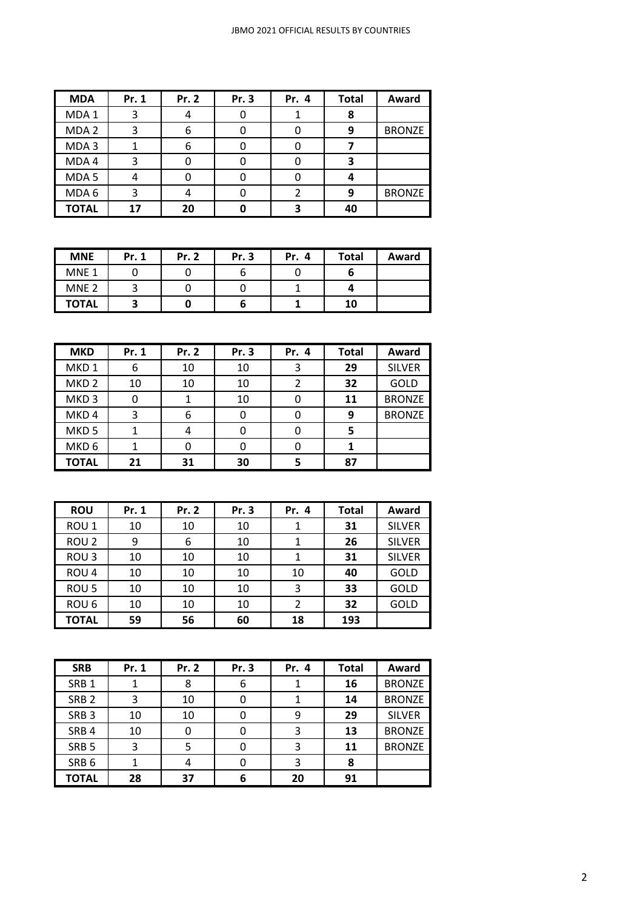| MDA | Pr. 1 | Pr. 2 | Pr. 3 | Pr. 4 | Total | Award |
|---|---|---|---|---|---|---|
| MDA 1 | 3 | 4 | 0 | 1 | **8** | |
| MDA 2 | 3 | 6 | 0 | 0 | **9** | BRONZE |
| MDA 3 | 1 | 6 | 0 | 0 | **7** | |
| MDA 4 | 3 | 0 | 0 | 0 | **3** | |
| MDA 5 | 4 | 0 | 0 | 0 | **4** | |
| MDA 6 | 3 | 4 | 0 | 2 | **9** | BRONZE |
| **TOTAL** | **17** | **20** | **0** | **3** | **40** | |

| MNE | Pr. 1 | Pr. 2 | Pr. 3 | Pr. 4 | Total | Award |
|---|---|---|---|---|---|---|
| MNE 1 | 0 | 0 | 6 | 0 | **6** | |
| MNE 2 | 3 | 0 | 0 | 1 | **4** | |
| **TOTAL** | **3** | **0** | **6** | **1** | **10** | |

| MKD | Pr. 1 | Pr. 2 | Pr. 3 | Pr. 4 | Total | Award |
|---|---|---|---|---|---|---|
| MKD 1 | 6 | 10 | 10 | 3 | **29** | SILVER |
| MKD 2 | 10 | 10 | 10 | 2 | **32** | GOLD |
| MKD 3 | 0 | 1 | 10 | 0 | **11** | BRONZE |
| MKD 4 | 3 | 6 | 0 | 0 | **9** | BRONZE |
| MKD 5 | 1 | 4 | 0 | 0 | **5** | |
| MKD 6 | 1 | 0 | 0 | 0 | **1** | |
| **TOTAL** | **21** | **31** | **30** | **5** | **87** | |

| ROU | Pr. 1 | Pr. 2 | Pr. 3 | Pr. 4 | Total | Award |
|---|---|---|---|---|---|---|
| ROU 1 | 10 | 10 | 10 | 1 | **31** | SILVER |
| ROU 2 | 9 | 6 | 10 | 1 | **26** | SILVER |
| ROU 3 | 10 | 10 | 10 | 1 | **31** | SILVER |
| ROU 4 | 10 | 10 | 10 | 10 | **40** | GOLD |
| ROU 5 | 10 | 10 | 10 | 3 | **33** | GOLD |
| ROU 6 | 10 | 10 | 10 | 2 | **32** | GOLD |
| **TOTAL** | **59** | **56** | **60** | **18** | **193** | |

| SRB | Pr. 1 | Pr. 2 | Pr. 3 | Pr. 4 | Total | Award |
|---|---|---|---|---|---|---|
| SRB 1 | 1 | 8 | 6 | 1 | **16** | BRONZE |
| SRB 2 | 3 | 10 | 0 | 1 | **14** | BRONZE |
| SRB 3 | 10 | 10 | 0 | 9 | **29** | SILVER |
| SRB 4 | 10 | 0 | 0 | 3 | **13** | BRONZE |
| SRB 5 | 3 | 5 | 0 | 3 | **11** | BRONZE |
| SRB 6 | 1 | 4 | 0 | 3 | **8** | |
| **TOTAL** | **28** | **37** | **6** | **20** | **91** | |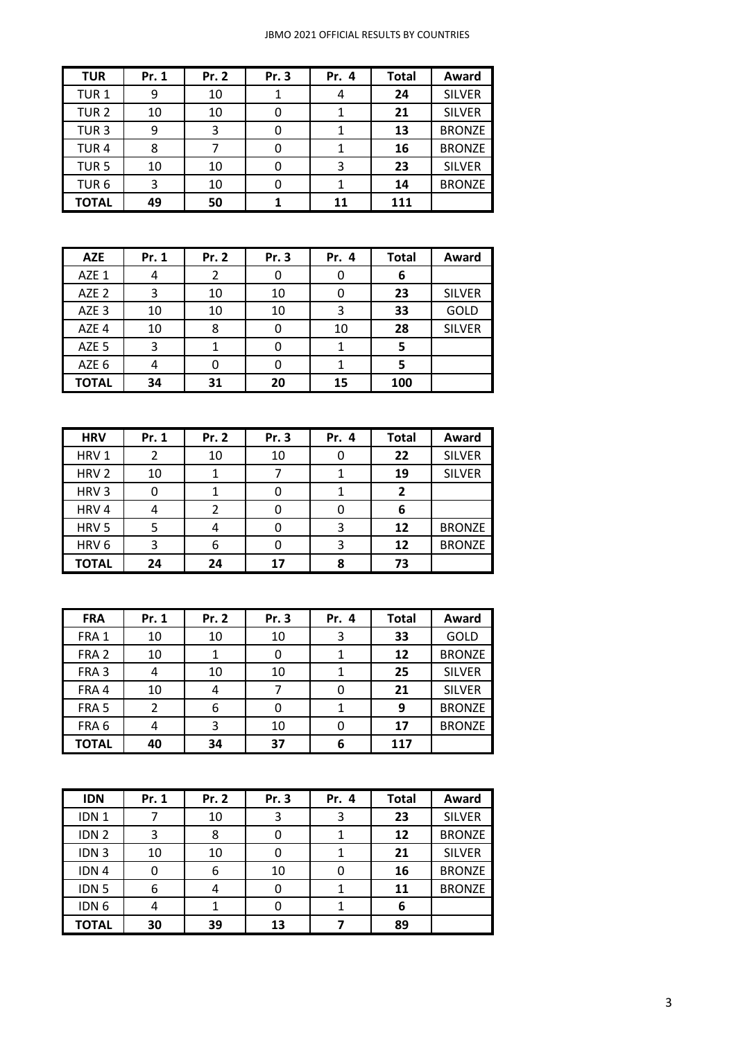| TUR | Pr. 1 | Pr. 2 | Pr. 3 | Pr. 4 | Total | Award |
|---|---|---|---|---|---|---|
| TUR 1 | 9 | 10 | 1 | 4 | **24** | SILVER |
| TUR 2 | 10 | 10 | 0 | 1 | **21** | SILVER |
| TUR 3 | 9 | 3 | 0 | 1 | **13** | BRONZE |
| TUR 4 | 8 | 7 | 0 | 1 | **16** | BRONZE |
| TUR 5 | 10 | 10 | 0 | 3 | **23** | SILVER |
| TUR 6 | 3 | 10 | 0 | 1 | **14** | BRONZE |
| **TOTAL** | **49** | **50** | **1** | **11** | **111** | |

| AZE | Pr. 1 | Pr. 2 | Pr. 3 | Pr. 4 | Total | Award |
|---|---|---|---|---|---|---|
| AZE 1 | 4 | 2 | 0 | 0 | **6** | |
| AZE 2 | 3 | 10 | 10 | 0 | **23** | SILVER |
| AZE 3 | 10 | 10 | 10 | 3 | **33** | GOLD |
| AZE 4 | 10 | 8 | 0 | 10 | **28** | SILVER |
| AZE 5 | 3 | 1 | 0 | 1 | **5** | |
| AZE 6 | 4 | 0 | 0 | 1 | **5** | |
| **TOTAL** | **34** | **31** | **20** | **15** | **100** | |

| HRV | Pr. 1 | Pr. 2 | Pr. 3 | Pr. 4 | Total | Award |
|---|---|---|---|---|---|---|
| HRV 1 | 2 | 10 | 10 | 0 | **22** | SILVER |
| HRV 2 | 10 | 1 | 7 | 1 | **19** | SILVER |
| HRV 3 | 0 | 1 | 0 | 1 | **2** | |
| HRV 4 | 4 | 2 | 0 | 0 | **6** | |
| HRV 5 | 5 | 4 | 0 | 3 | **12** | BRONZE |
| HRV 6 | 3 | 6 | 0 | 3 | **12** | BRONZE |
| **TOTAL** | **24** | **24** | **17** | **8** | **73** | |

| FRA | Pr. 1 | Pr. 2 | Pr. 3 | Pr. 4 | Total | Award |
|---|---|---|---|---|---|---|
| FRA 1 | 10 | 10 | 10 | 3 | **33** | GOLD |
| FRA 2 | 10 | 1 | 0 | 1 | **12** | BRONZE |
| FRA 3 | 4 | 10 | 10 | 1 | **25** | SILVER |
| FRA 4 | 10 | 4 | 7 | 0 | **21** | SILVER |
| FRA 5 | 2 | 6 | 0 | 1 | **9** | BRONZE |
| FRA 6 | 4 | 3 | 10 | 0 | **17** | BRONZE |
| **TOTAL** | **40** | **34** | **37** | **6** | **117** | |

| IDN | Pr. 1 | Pr. 2 | Pr. 3 | Pr. 4 | Total | Award |
|---|---|---|---|---|---|---|
| IDN 1 | 7 | 10 | 3 | 3 | **23** | SILVER |
| IDN 2 | 3 | 8 | 0 | 1 | **12** | BRONZE |
| IDN 3 | 10 | 10 | 0 | 1 | **21** | SILVER |
| IDN 4 | 0 | 6 | 10 | 0 | **16** | BRONZE |
| IDN 5 | 6 | 4 | 0 | 1 | **11** | BRONZE |
| IDN 6 | 4 | 1 | 0 | 1 | **6** | |
| **TOTAL** | **30** | **39** | **13** | **7** | **89** | |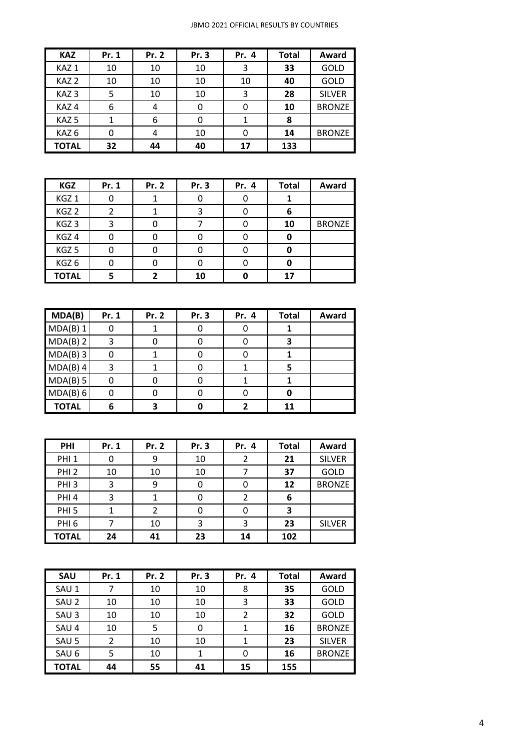| KAZ | Pr. 1 | Pr. 2 | Pr. 3 | Pr. 4 | Total | Award |
|---|---|---|---|---|---|---|
| KAZ 1 | 10 | 10 | 10 | 3 | **33** | GOLD |
| KAZ 2 | 10 | 10 | 10 | 10 | **40** | GOLD |
| KAZ 3 | 5 | 10 | 10 | 3 | **28** | SILVER |
| KAZ 4 | 6 | 4 | 0 | 0 | **10** | BRONZE |
| KAZ 5 | 1 | 6 | 0 | 1 | **8** | |
| KAZ 6 | 0 | 4 | 10 | 0 | **14** | BRONZE |
| **TOTAL** | **32** | **44** | **40** | **17** | **133** | |

| KGZ | Pr. 1 | Pr. 2 | Pr. 3 | Pr. 4 | Total | Award |
|---|---|---|---|---|---|---|
| KGZ 1 | 0 | 1 | 0 | 0 | **1** | |
| KGZ 2 | 2 | 1 | 3 | 0 | **6** | |
| KGZ 3 | 3 | 0 | 7 | 0 | **10** | BRONZE |
| KGZ 4 | 0 | 0 | 0 | 0 | **0** | |
| KGZ 5 | 0 | 0 | 0 | 0 | **0** | |
| KGZ 6 | 0 | 0 | 0 | 0 | **0** | |
| **TOTAL** | **5** | **2** | **10** | **0** | **17** | |

| MDA(B) | Pr. 1 | Pr. 2 | Pr. 3 | Pr. 4 | Total | Award |
|---|---|---|---|---|---|---|
| MDA(B) 1 | 0 | 1 | 0 | 0 | **1** | |
| MDA(B) 2 | 3 | 0 | 0 | 0 | **3** | |
| MDA(B) 3 | 0 | 1 | 0 | 0 | **1** | |
| MDA(B) 4 | 3 | 1 | 0 | 1 | **5** | |
| MDA(B) 5 | 0 | 0 | 0 | 1 | **1** | |
| MDA(B) 6 | 0 | 0 | 0 | 0 | **0** | |
| **TOTAL** | **6** | **3** | **0** | **2** | **11** | |

| PHI | Pr. 1 | Pr. 2 | Pr. 3 | Pr. 4 | Total | Award |
|---|---|---|---|---|---|---|
| PHI 1 | 0 | 9 | 10 | 2 | **21** | SILVER |
| PHI 2 | 10 | 10 | 10 | 7 | **37** | GOLD |
| PHI 3 | 3 | 9 | 0 | 0 | **12** | BRONZE |
| PHI 4 | 3 | 1 | 0 | 2 | **6** | |
| PHI 5 | 1 | 2 | 0 | 0 | **3** | |
| PHI 6 | 7 | 10 | 3 | 3 | **23** | SILVER |
| **TOTAL** | **24** | **41** | **23** | **14** | **102** | |

| SAU | Pr. 1 | Pr. 2 | Pr. 3 | Pr. 4 | Total | Award |
|---|---|---|---|---|---|---|
| SAU 1 | 7 | 10 | 10 | 8 | **35** | GOLD |
| SAU 2 | 10 | 10 | 10 | 3 | **33** | GOLD |
| SAU 3 | 10 | 10 | 10 | 2 | **32** | GOLD |
| SAU 4 | 10 | 5 | 0 | 1 | **16** | BRONZE |
| SAU 5 | 2 | 10 | 10 | 1 | **23** | SILVER |
| SAU 6 | 5 | 10 | 1 | 0 | **16** | BRONZE |
| **TOTAL** | **44** | **55** | **41** | **15** | **155** | |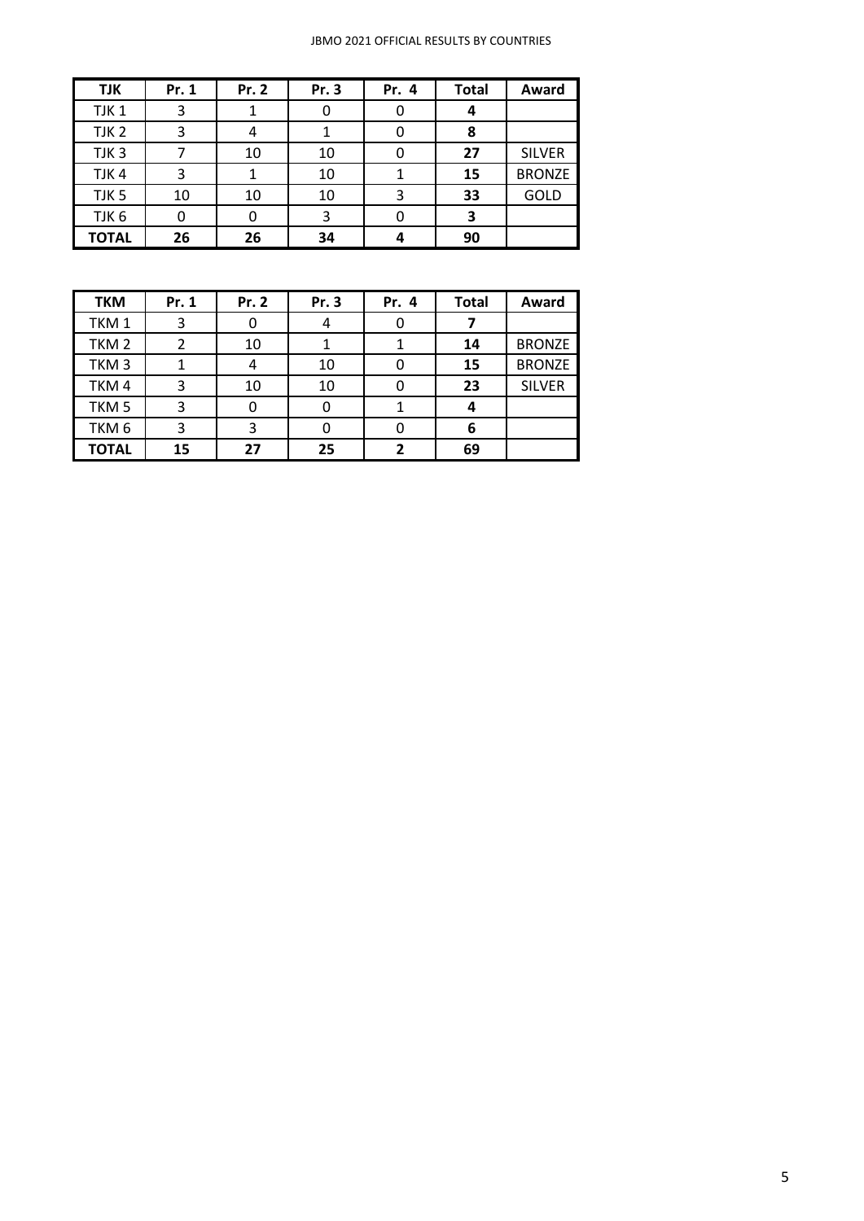| TJK | Pr. 1 | Pr. 2 | Pr. 3 | Pr. 4 | Total | Award |
|---|---|---|---|---|---|---|
| TJK 1 | 3 | 1 | 0 | 0 | **4** | |
| TJK 2 | 3 | 4 | 1 | 0 | **8** | |
| TJK 3 | 7 | 10 | 10 | 0 | **27** | SILVER |
| TJK 4 | 3 | 1 | 10 | 1 | **15** | BRONZE |
| TJK 5 | 10 | 10 | 10 | 3 | **33** | GOLD |
| TJK 6 | 0 | 0 | 3 | 0 | **3** | |
| **TOTAL** | **26** | **26** | **34** | **4** | **90** | |

| TKM | Pr. 1 | Pr. 2 | Pr. 3 | Pr. 4 | Total | Award |
|---|---|---|---|---|---|---|
| TKM 1 | 3 | 0 | 4 | 0 | **7** | |
| TKM 2 | 2 | 10 | 1 | 1 | **14** | BRONZE |
| TKM 3 | 1 | 4 | 10 | 0 | **15** | BRONZE |
| TKM 4 | 3 | 10 | 10 | 0 | **23** | SILVER |
| TKM 5 | 3 | 0 | 0 | 1 | **4** | |
| TKM 6 | 3 | 3 | 0 | 0 | **6** | |
| **TOTAL** | **15** | **27** | **25** | **2** | **69** | |